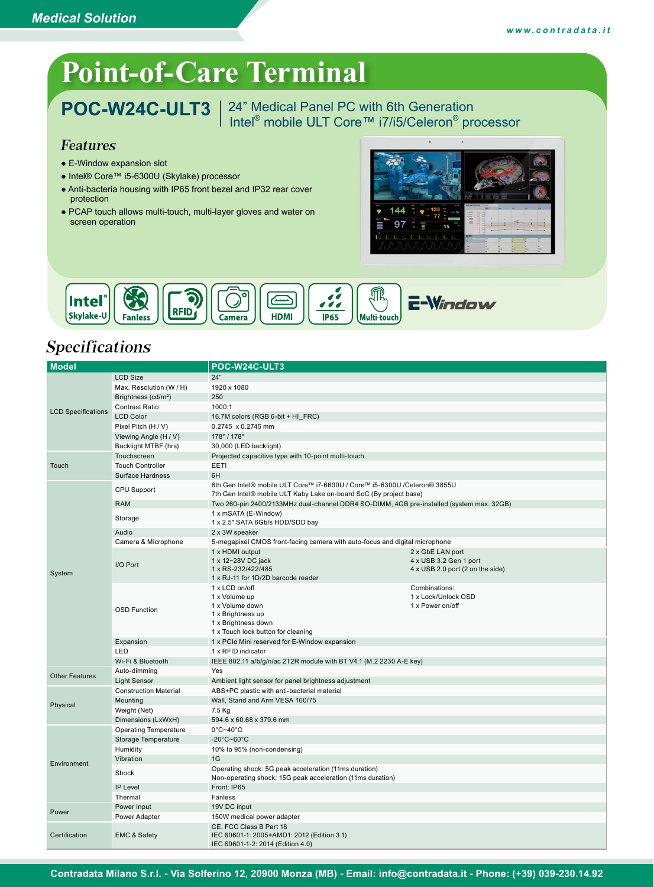Medical Solution

www.contradata.it

# Point-of-Care Terminal

## POC-W24C-ULT3 | 24" Medical Panel PC with 6th Generation Intel® mobile ULT Core™ i7/i5/Celeron® processor

### Features

- E-Window expansion slot
- Intel® Core™ i5-6300U (Skylake) processor
- Anti-bacteria housing with IP65 front bezel and IP32 rear cover protection
- PCAP touch allows multi-touch, multi-layer gloves and water on screen operation

Intel® Skylake-U | Fanless | RFID | Camera | HDMI | IP65 | Multi-touch | E-Window

## Specifications

| Model | | POC-W24C-ULT3 | |
|---|---|---|---|
| LCD Specifications | LCD Size | 24" | |
| | Max. Resolution (W / H) | 1920 x 1080 | |
| | Brightness (cd/m²) | 250 | |
| | Contrast Ratio | 1000:1 | |
| | LCD Color | 16.7M colors (RGB 6-bit + HI_FRC) | |
| | Pixel Pitch (H / V) | 0.2745 x 0.2745 mm | |
| | Viewing Angle (H / V) | 178° / 178° | |
| | Backlight MTBF (hrs) | 30,000 (LED backlight) | |
| Touch | Touchscreen | Projected capacitive type with 10-point multi-touch | |
| | Touch Controller | EETI | |
| | Surface Hardness | 6H | |
| System | CPU Support | 6th Gen Intel® mobile ULT Core™ i7-6600U / Core™ i5-6300U /Celeron® 3855U<br>7th Gen Intel® mobile ULT Kaby Lake on-board SoC (By project base) | |
| | RAM | Two 260-pin 2400/2133MHz dual-channel DDR4 SO-DIMM, 4GB pre-installed (system max. 32GB) | |
| | Storage | 1 x mSATA (E-Window)<br>1 x 2.5" SATA 6Gb/s HDD/SDD bay | |
| | Audio | 2 x 3W speaker | |
| | Camera & Microphone | 5-megapixel CMOS front-facing camera with auto-focus and digital microphone | |
| | I/O Port | 1 x HDMI output<br>1 x 12~28V DC jack<br>1 x RS-232/422/485<br>1 x RJ-11 for 1D/2D barcode reader | 2 x GbE LAN port<br>4 x USB 3.2 Gen 1 port<br>4 x USB 2.0 port (2 on the side) |
| | OSD Function | 1 x LCD on/off<br>1 x Volume up<br>1 x Volume down<br>1 x Brightness up<br>1 x Brightness down<br>1 x Touch lock button for cleaning | Combinations:<br>1 x Lock/Unlock OSD<br>1 x Power on/off |
| | Expansion | 1 x PCIe Mini reserved for E-Window expansion | |
| | LED | 1 x RFID indicator | |
| | Wi-Fi & Bluetooth | IEEE 802.11 a/b/g/n/ac 2T2R module with BT V4.1 (M.2 2230 A-E key) | |
| Other Features | Auto-dimming | Yes | |
| | Light Sensor | Ambient light sensor for panel brightness adjustment | |
| Physical | Construction Material | ABS+PC plastic with anti-bacterial material | |
| | Mounting | Wall, Stand and Arm VESA 100/75 | |
| | Weight (Net) | 7.5 Kg | |
| | Dimensions (LxWxH) | 594.6 x 60.68 x 379.6 mm | |
| Environment | Operating Temperature | 0°C~40°C | |
| | Storage Temperature | -20°C~60°C | |
| | Humidity | 10% to 95% (non-condensing) | |
| | Vibration | 1G | |
| | Shock | Operating shock: 5G peak acceleration (11ms duration)<br>Non-operating shock: 15G peak acceleration (11ms duration) | |
| | IP Level | Front: IP65 | |
| | Thermal | Fanless | |
| Power | Power Input | 19V DC input | |
| | Power Adapter | 150W medical power adapter | |
| Certification | EMC & Safety | CE, FCC Class B Part 18<br>IEC 60601-1: 2005+AMD1: 2012 (Edition 3.1)<br>IEC 60601-1-2: 2014 (Edition 4.0) | |

Contradata Milano S.r.l. - Via Solferino 12, 20900 Monza (MB) - Email: info@contradata.it - Phone: (+39) 039-230.14.92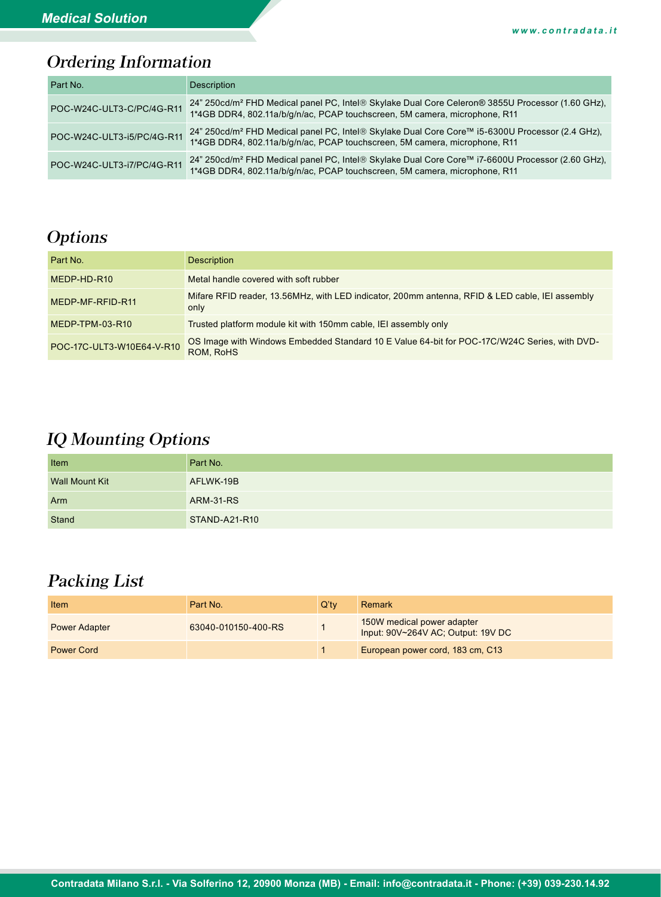## Ordering Information

| Part No. | Description |
|---|---|
| POC-W24C-ULT3-C/PC/4G-R11 | 24" 250cd/m² FHD Medical panel PC, Intel® Skylake Dual Core Celeron® 3855U Processor (1.60 GHz), 1*4GB DDR4, 802.11a/b/g/n/ac, PCAP touchscreen, 5M camera, microphone, R11 |
| POC-W24C-ULT3-i5/PC/4G-R11 | 24" 250cd/m² FHD Medical panel PC, Intel® Skylake Dual Core Core™ i5-6300U Processor (2.4 GHz), 1*4GB DDR4, 802.11a/b/g/n/ac, PCAP touchscreen, 5M camera, microphone, R11 |
| POC-W24C-ULT3-i7/PC/4G-R11 | 24" 250cd/m² FHD Medical panel PC, Intel® Skylake Dual Core Core™ i7-6600U Processor (2.60 GHz), 1*4GB DDR4, 802.11a/b/g/n/ac, PCAP touchscreen, 5M camera, microphone, R11 |

## Options

| Part No. | Description |
|---|---|
| MEDP-HD-R10 | Metal handle covered with soft rubber |
| MEDP-MF-RFID-R11 | Mifare RFID reader, 13.56MHz, with LED indicator, 200mm antenna, RFID & LED cable, IEI assembly only |
| MEDP-TPM-03-R10 | Trusted platform module kit with 150mm cable, IEI assembly only |
| POC-17C-ULT3-W10E64-V-R10 | OS Image with Windows Embedded Standard 10 E Value 64-bit for POC-17C/W24C Series, with DVD-ROM, RoHS |

## IQ Mounting Options

| Item | Part No. |
|---|---|
| Wall Mount Kit | AFLWK-19B |
| Arm | ARM-31-RS |
| Stand | STAND-A21-R10 |

## Packing List

| Item | Part No. | Q'ty | Remark |
|---|---|---|---|
| Power Adapter | 63040-010150-400-RS | 1 | 150W medical power adapter<br>Input: 90V~264V AC; Output: 19V DC |
| Power Cord | | 1 | European power cord, 183 cm, C13 |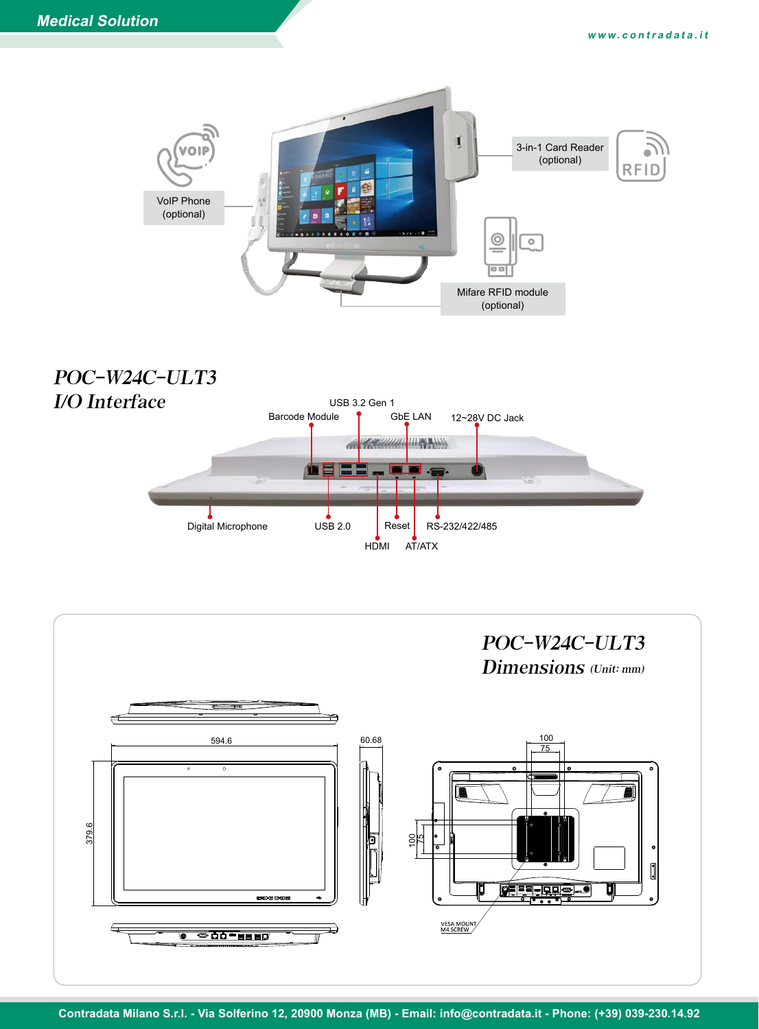Medical Solution

www.contradata.it

VoIP Phone (optional)

3-in-1 Card Reader (optional)

Mifare RFID module (optional)

## POC-W24C-ULT3 I/O Interface

USB 3.2 Gen 1

Barcode Module

GbE LAN

12~28V DC Jack

Digital Microphone

USB 2.0

Reset

RS-232/422/485

HDMI

AT/ATX

## POC-W24C-ULT3 Dimensions (Unit: mm)

594.6

60.68

379.6

100

75

100

75

VESA MOUNT M4 SCREW

**Contradata Milano S.r.l. - Via Solferino 12, 20900 Monza (MB) - Email: info@contradata.it - Phone: (+39) 039-230.14.92**